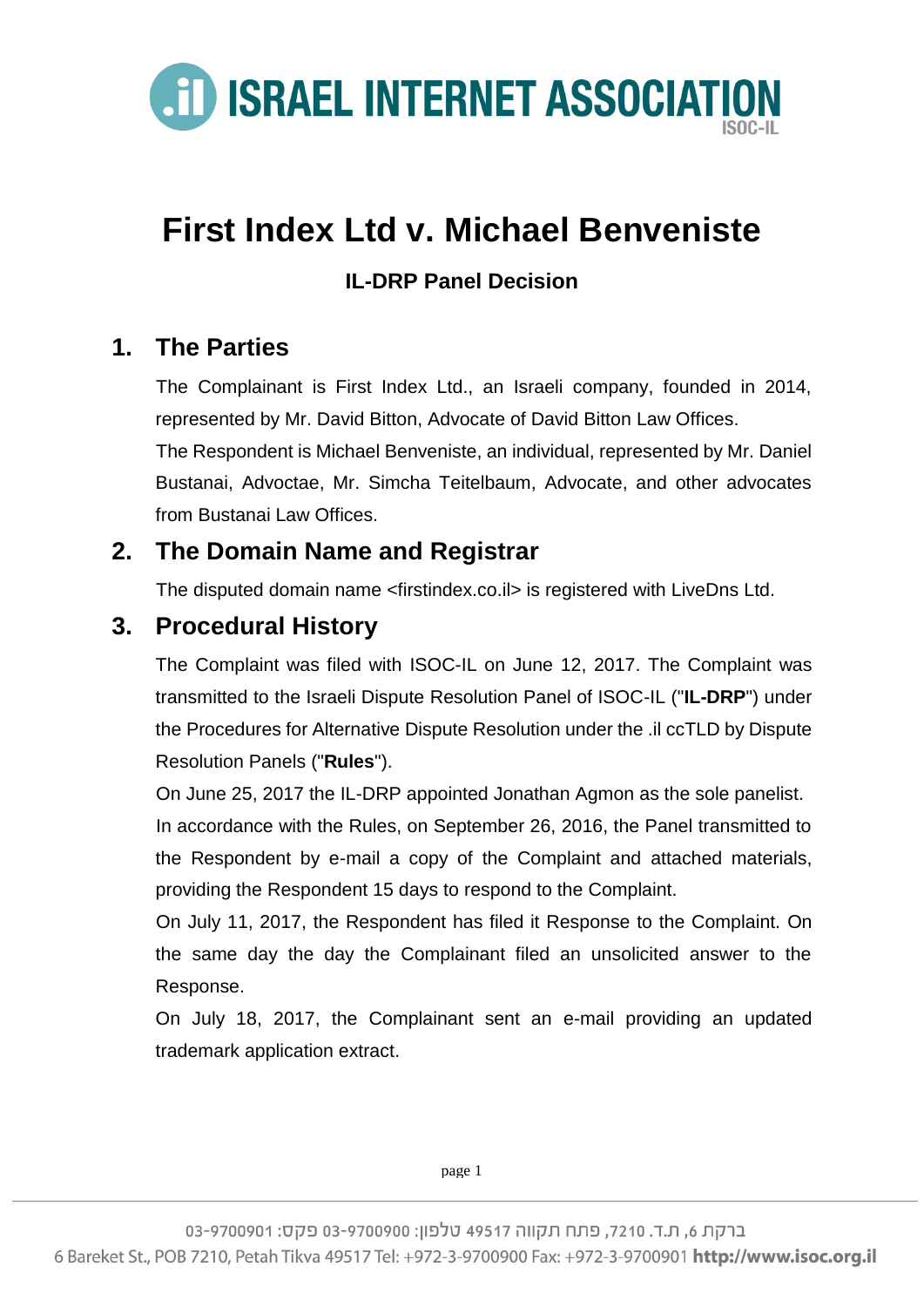# First Index Ltd v. Michael Benveniste

### IL-DRP Panel Decision

## 1. The Parties

The Complainant is First Index Ltd., an Israeli company, founded in 2014, represented by Mr. David Bitton, Advocate of David Bitton Law Offices.

The Respondent is Michael Benveniste, an individual, represented by Mr. Daniel Bustanai, Advoctae, Mr. Simcha Teitelbaum, Advocate, and other advocates from Bustanai Law Offices.

## 2. The Domain Name and Registrar

The disputed domain name <firstindex.co.il> is registered with LiveDns Ltd.

## 3. Procedural History

The Complaint was filed with ISOC-IL on June 12, 2017. The Complaint was transmitted to the Israeli Dispute Resolution Panel of ISOC-IL ("**IL-DRP**") under the Procedures for Alternative Dispute Resolution under the .il ccTLD by Dispute Resolution Panels ("**Rules**").

On June 25, 2017 the IL-DRP appointed Jonathan Agmon as the sole panelist.

In accordance with the Rules, on September 26, 2016, the Panel transmitted to the Respondent by e-mail a copy of the Complaint and attached materials, providing the Respondent 15 days to respond to the Complaint.

On July 11, 2017, the Respondent has filed it Response to the Complaint. On the same day the day the Complainant filed an unsolicited answer to the Response.

On July 18, 2017, the Complainant sent an e-mail providing an updated trademark application extract.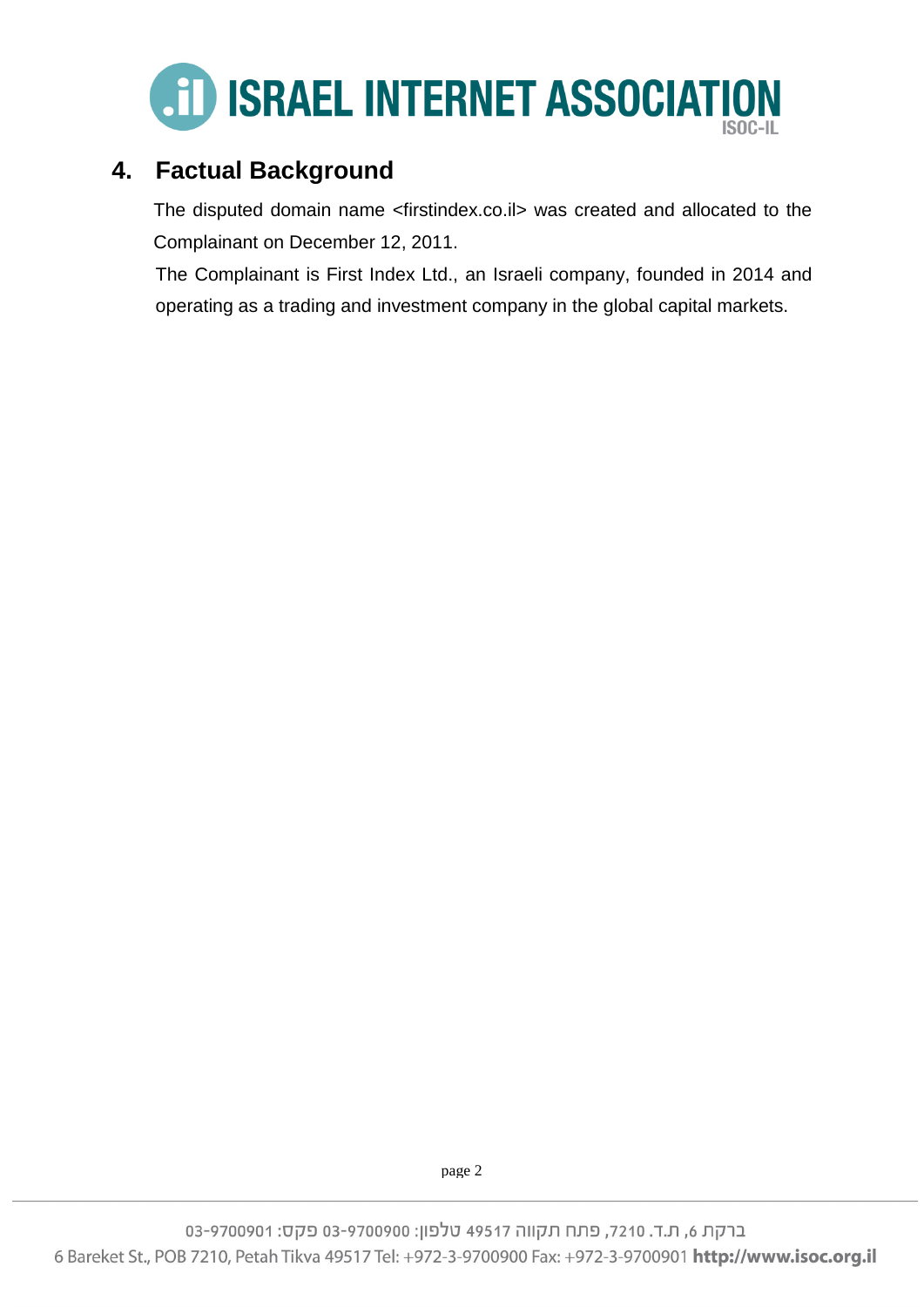## 4. Factual Background

The disputed domain name <firstindex.co.il> was created and allocated to the Complainant on December 12, 2011.

The Complainant is First Index Ltd., an Israeli company, founded in 2014 and operating as a trading and investment company in the global capital markets.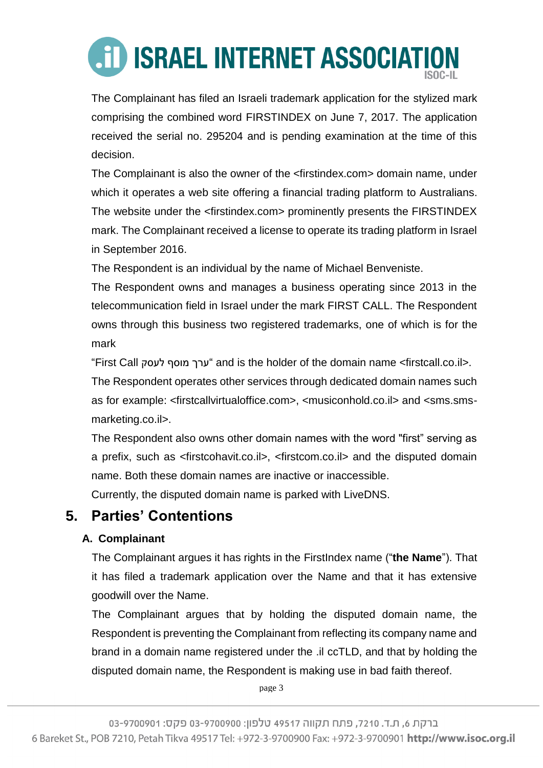The Complainant has filed an Israeli trademark application for the stylized mark comprising the combined word FIRSTINDEX on June 7, 2017. The application received the serial no. 295204 and is pending examination at the time of this decision.

The Complainant is also the owner of the <firstindex.com> domain name, under which it operates a web site offering a financial trading platform to Australians. The website under the <firstindex.com> prominently presents the FIRSTINDEX mark. The Complainant received a license to operate its trading platform in Israel in September 2016.

The Respondent is an individual by the name of Michael Benveniste.

The Respondent owns and manages a business operating since 2013 in the telecommunication field in Israel under the mark FIRST CALL. The Respondent owns through this business two registered trademarks, one of which is for the mark

“First Call ערך מוסף לעסק“ and is the holder of the domain name <firstcall.co.il>.

The Respondent operates other services through dedicated domain names such as for example: <firstcallvirtualoffice.com>, <musiconhold.co.il> and <sms.sms-marketing.co.il>.

The Respondent also owns other domain names with the word "first” serving as a prefix, such as <firstcohavit.co.il>, <firstcom.co.il> and the disputed domain name. Both these domain names are inactive or inaccessible.

Currently, the disputed domain name is parked with LiveDNS.

## 5. Parties’ Contentions

### A. Complainant

The Complainant argues it has rights in the FirstIndex name (“**the Name**”). That it has filed a trademark application over the Name and that it has extensive goodwill over the Name.

The Complainant argues that by holding the disputed domain name, the Respondent is preventing the Complainant from reflecting its company name and brand in a domain name registered under the .il ccTLD, and that by holding the disputed domain name, the Respondent is making use in bad faith thereof.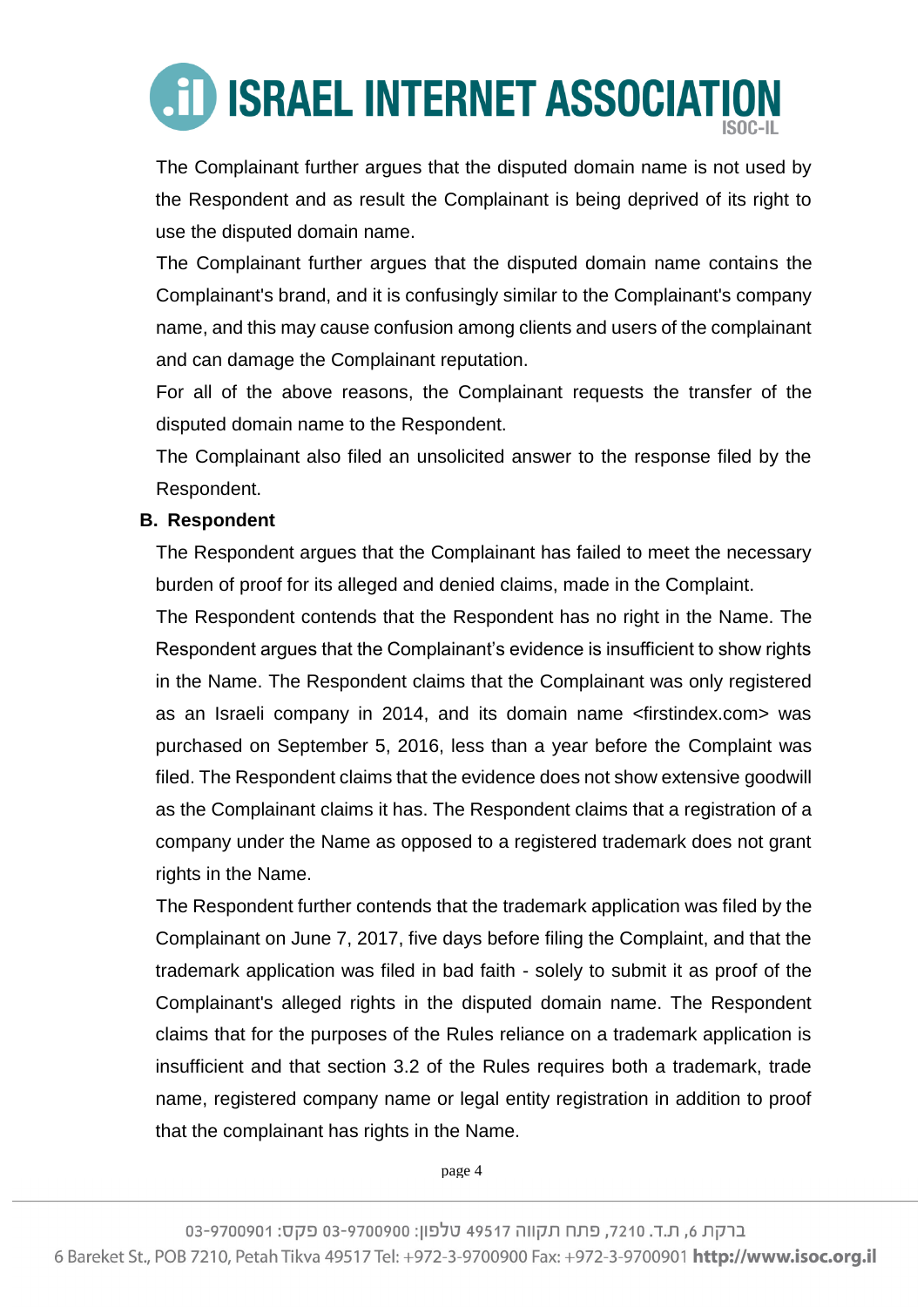The Complainant further argues that the disputed domain name is not used by the Respondent and as result the Complainant is being deprived of its right to use the disputed domain name.

The Complainant further argues that the disputed domain name contains the Complainant's brand, and it is confusingly similar to the Complainant's company name, and this may cause confusion among clients and users of the complainant and can damage the Complainant reputation.

For all of the above reasons, the Complainant requests the transfer of the disputed domain name to the Respondent.

The Complainant also filed an unsolicited answer to the response filed by the Respondent.

**B. Respondent**

The Respondent argues that the Complainant has failed to meet the necessary burden of proof for its alleged and denied claims, made in the Complaint.

The Respondent contends that the Respondent has no right in the Name. The Respondent argues that the Complainant's evidence is insufficient to show rights in the Name. The Respondent claims that the Complainant was only registered as an Israeli company in 2014, and its domain name <firstindex.com> was purchased on September 5, 2016, less than a year before the Complaint was filed. The Respondent claims that the evidence does not show extensive goodwill as the Complainant claims it has. The Respondent claims that a registration of a company under the Name as opposed to a registered trademark does not grant rights in the Name.

The Respondent further contends that the trademark application was filed by the Complainant on June 7, 2017, five days before filing the Complaint, and that the trademark application was filed in bad faith - solely to submit it as proof of the Complainant's alleged rights in the disputed domain name. The Respondent claims that for the purposes of the Rules reliance on a trademark application is insufficient and that section 3.2 of the Rules requires both a trademark, trade name, registered company name or legal entity registration in addition to proof that the complainant has rights in the Name.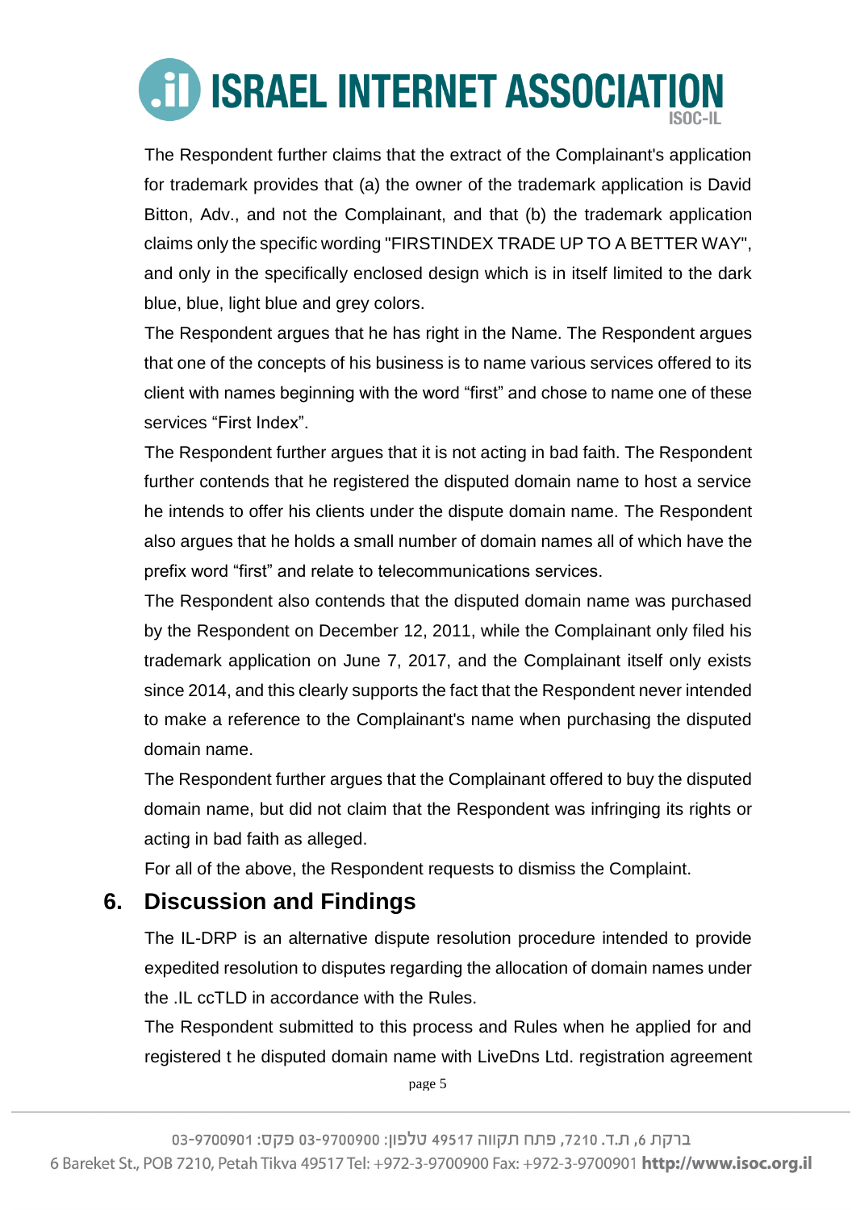The Respondent further claims that the extract of the Complainant's application for trademark provides that (a) the owner of the trademark application is David Bitton, Adv., and not the Complainant, and that (b) the trademark application claims only the specific wording "FIRSTINDEX TRADE UP TO A BETTER WAY", and only in the specifically enclosed design which is in itself limited to the dark blue, blue, light blue and grey colors.

The Respondent argues that he has right in the Name. The Respondent argues that one of the concepts of his business is to name various services offered to its client with names beginning with the word "first" and chose to name one of these services "First Index".

The Respondent further argues that it is not acting in bad faith. The Respondent further contends that he registered the disputed domain name to host a service he intends to offer his clients under the dispute domain name. The Respondent also argues that he holds a small number of domain names all of which have the prefix word "first" and relate to telecommunications services.

The Respondent also contends that the disputed domain name was purchased by the Respondent on December 12, 2011, while the Complainant only filed his trademark application on June 7, 2017, and the Complainant itself only exists since 2014, and this clearly supports the fact that the Respondent never intended to make a reference to the Complainant's name when purchasing the disputed domain name.

The Respondent further argues that the Complainant offered to buy the disputed domain name, but did not claim that the Respondent was infringing its rights or acting in bad faith as alleged.

For all of the above, the Respondent requests to dismiss the Complaint.

## 6. Discussion and Findings

The IL-DRP is an alternative dispute resolution procedure intended to provide expedited resolution to disputes regarding the allocation of domain names under the .IL ccTLD in accordance with the Rules.

The Respondent submitted to this process and Rules when he applied for and registered t he disputed domain name with LiveDns Ltd. registration agreement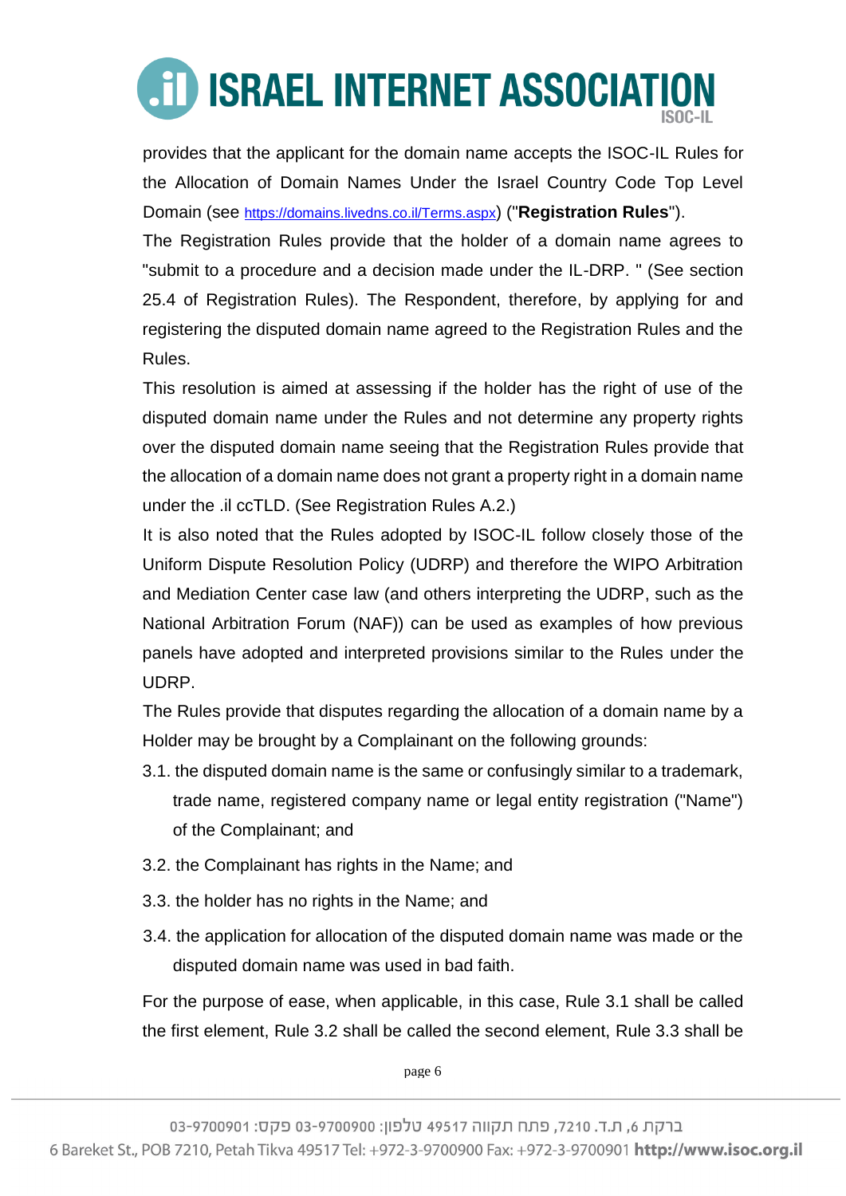provides that the applicant for the domain name accepts the ISOC-IL Rules for the Allocation of Domain Names Under the Israel Country Code Top Level Domain (see https://domains.livedns.co.il/Terms.aspx) ("**Registration Rules**").

The Registration Rules provide that the holder of a domain name agrees to "submit to a procedure and a decision made under the IL-DRP. " (See section 25.4 of Registration Rules). The Respondent, therefore, by applying for and registering the disputed domain name agreed to the Registration Rules and the Rules.

This resolution is aimed at assessing if the holder has the right of use of the disputed domain name under the Rules and not determine any property rights over the disputed domain name seeing that the Registration Rules provide that the allocation of a domain name does not grant a property right in a domain name under the .il ccTLD. (See Registration Rules A.2.)

It is also noted that the Rules adopted by ISOC-IL follow closely those of the Uniform Dispute Resolution Policy (UDRP) and therefore the WIPO Arbitration and Mediation Center case law (and others interpreting the UDRP, such as the National Arbitration Forum (NAF)) can be used as examples of how previous panels have adopted and interpreted provisions similar to the Rules under the UDRP.

The Rules provide that disputes regarding the allocation of a domain name by a Holder may be brought by a Complainant on the following grounds:

3.1. the disputed domain name is the same or confusingly similar to a trademark, trade name, registered company name or legal entity registration ("Name") of the Complainant; and

3.2. the Complainant has rights in the Name; and

3.3. the holder has no rights in the Name; and

3.4. the application for allocation of the disputed domain name was made or the disputed domain name was used in bad faith.

For the purpose of ease, when applicable, in this case, Rule 3.1 shall be called the first element, Rule 3.2 shall be called the second element, Rule 3.3 shall be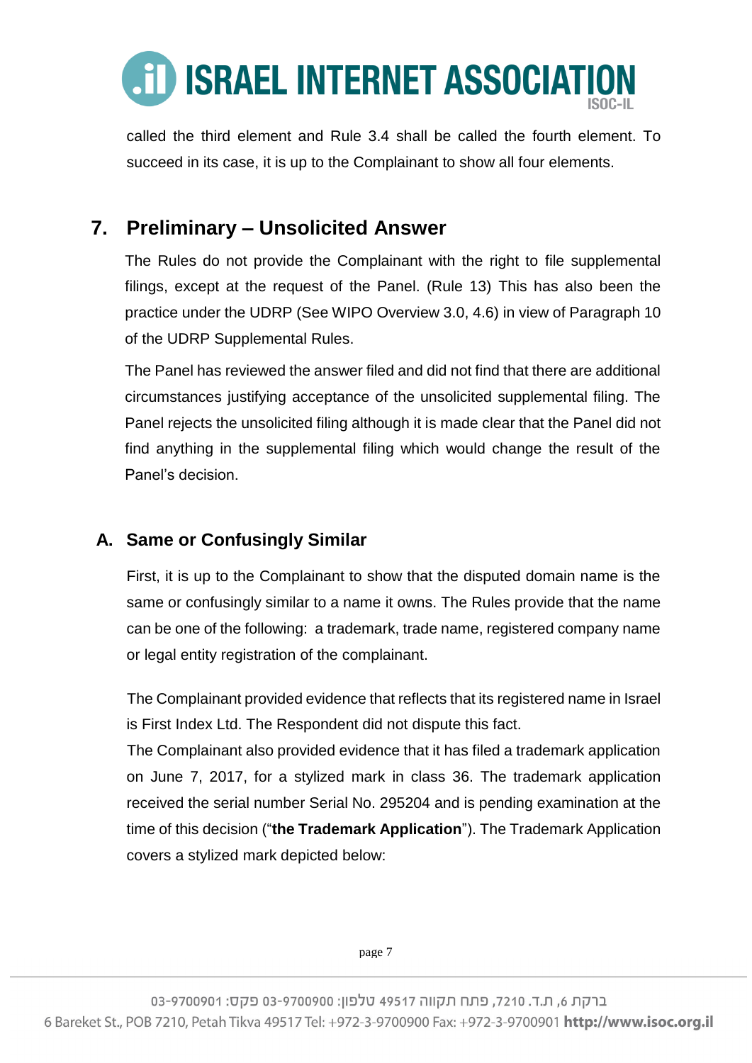called the third element and Rule 3.4 shall be called the fourth element. To succeed in its case, it is up to the Complainant to show all four elements.

## 7. Preliminary – Unsolicited Answer

The Rules do not provide the Complainant with the right to file supplemental filings, except at the request of the Panel. (Rule 13) This has also been the practice under the UDRP (See WIPO Overview 3.0, 4.6) in view of Paragraph 10 of the UDRP Supplemental Rules.

The Panel has reviewed the answer filed and did not find that there are additional circumstances justifying acceptance of the unsolicited supplemental filing. The Panel rejects the unsolicited filing although it is made clear that the Panel did not find anything in the supplemental filing which would change the result of the Panel's decision.

### A. Same or Confusingly Similar

First, it is up to the Complainant to show that the disputed domain name is the same or confusingly similar to a name it owns. The Rules provide that the name can be one of the following: a trademark, trade name, registered company name or legal entity registration of the complainant.

The Complainant provided evidence that reflects that its registered name in Israel is First Index Ltd. The Respondent did not dispute this fact.

The Complainant also provided evidence that it has filed a trademark application on June 7, 2017, for a stylized mark in class 36. The trademark application received the serial number Serial No. 295204 and is pending examination at the time of this decision ("**the Trademark Application**"). The Trademark Application covers a stylized mark depicted below: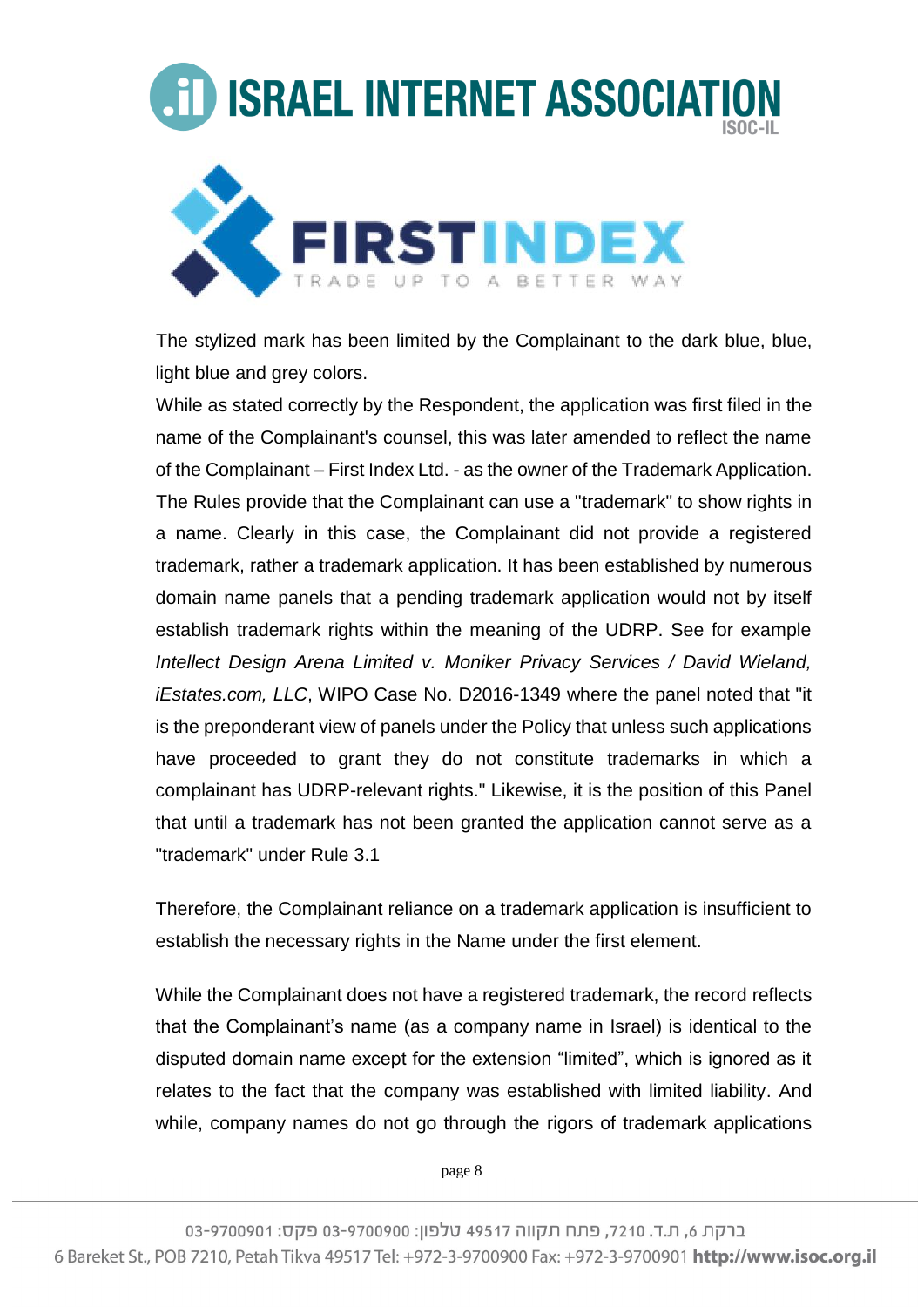The stylized mark has been limited by the Complainant to the dark blue, blue, light blue and grey colors.

While as stated correctly by the Respondent, the application was first filed in the name of the Complainant's counsel, this was later amended to reflect the name of the Complainant – First Index Ltd. - as the owner of the Trademark Application. The Rules provide that the Complainant can use a "trademark" to show rights in a name. Clearly in this case, the Complainant did not provide a registered trademark, rather a trademark application. It has been established by numerous domain name panels that a pending trademark application would not by itself establish trademark rights within the meaning of the UDRP. See for example *Intellect Design Arena Limited v. Moniker Privacy Services / David Wieland, iEstates.com, LLC*, WIPO Case No. D2016-1349 where the panel noted that "it is the preponderant view of panels under the Policy that unless such applications have proceeded to grant they do not constitute trademarks in which a complainant has UDRP-relevant rights." Likewise, it is the position of this Panel that until a trademark has not been granted the application cannot serve as a "trademark" under Rule 3.1

Therefore, the Complainant reliance on a trademark application is insufficient to establish the necessary rights in the Name under the first element.

While the Complainant does not have a registered trademark, the record reflects that the Complainant's name (as a company name in Israel) is identical to the disputed domain name except for the extension "limited", which is ignored as it relates to the fact that the company was established with limited liability. And while, company names do not go through the rigors of trademark applications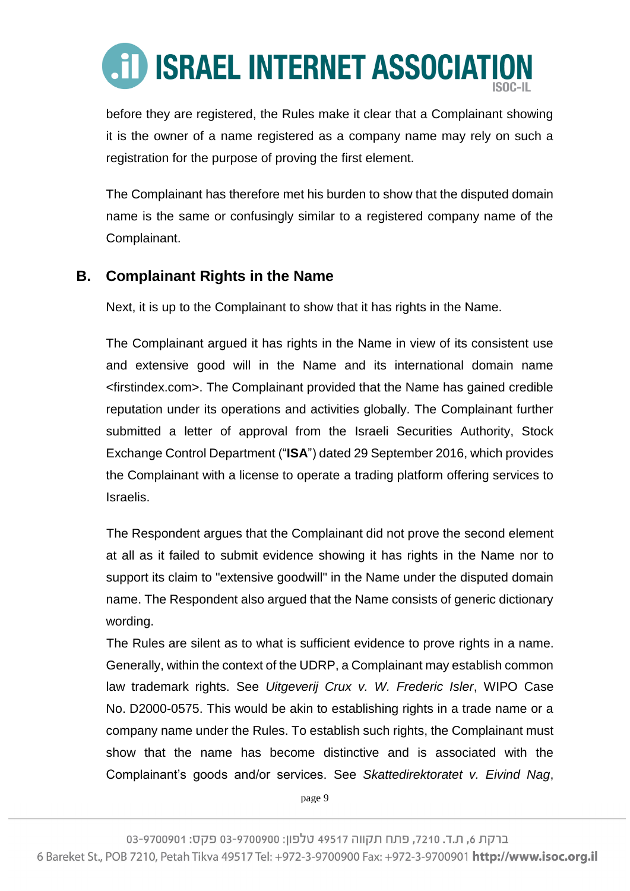before they are registered, the Rules make it clear that a Complainant showing it is the owner of a name registered as a company name may rely on such a registration for the purpose of proving the first element.

The Complainant has therefore met his burden to show that the disputed domain name is the same or confusingly similar to a registered company name of the Complainant.

## B. Complainant Rights in the Name

Next, it is up to the Complainant to show that it has rights in the Name.

The Complainant argued it has rights in the Name in view of its consistent use and extensive good will in the Name and its international domain name <firstindex.com>. The Complainant provided that the Name has gained credible reputation under its operations and activities globally. The Complainant further submitted a letter of approval from the Israeli Securities Authority, Stock Exchange Control Department ("**ISA**") dated 29 September 2016, which provides the Complainant with a license to operate a trading platform offering services to Israelis.

The Respondent argues that the Complainant did not prove the second element at all as it failed to submit evidence showing it has rights in the Name nor to support its claim to "extensive goodwill" in the Name under the disputed domain name. The Respondent also argued that the Name consists of generic dictionary wording.

The Rules are silent as to what is sufficient evidence to prove rights in a name. Generally, within the context of the UDRP, a Complainant may establish common law trademark rights. See *Uitgeverij Crux v. W. Frederic Isler*, WIPO Case No. D2000-0575. This would be akin to establishing rights in a trade name or a company name under the Rules. To establish such rights, the Complainant must show that the name has become distinctive and is associated with the Complainant's goods and/or services. See *Skattedirektoratet v. Eivind Nag*,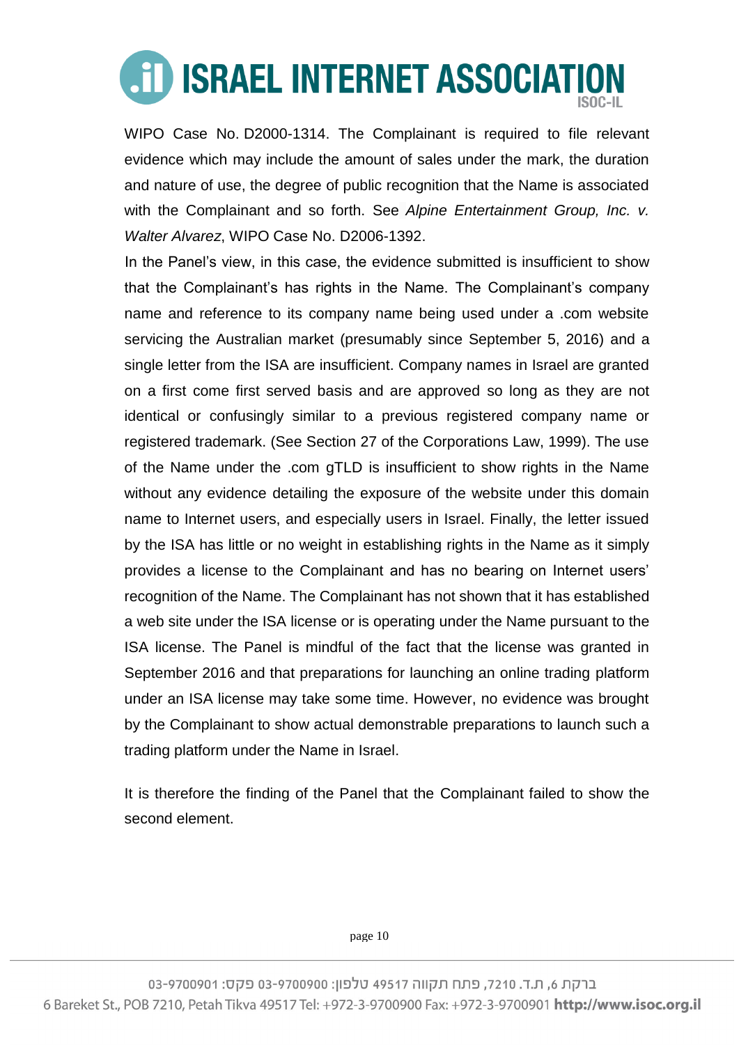WIPO Case No. D2000-1314. The Complainant is required to file relevant evidence which may include the amount of sales under the mark, the duration and nature of use, the degree of public recognition that the Name is associated with the Complainant and so forth. See *Alpine Entertainment Group, Inc. v. Walter Alvarez*, WIPO Case No. D2006-1392.

In the Panel's view, in this case, the evidence submitted is insufficient to show that the Complainant's has rights in the Name. The Complainant's company name and reference to its company name being used under a .com website servicing the Australian market (presumably since September 5, 2016) and a single letter from the ISA are insufficient. Company names in Israel are granted on a first come first served basis and are approved so long as they are not identical or confusingly similar to a previous registered company name or registered trademark. (See Section 27 of the Corporations Law, 1999). The use of the Name under the .com gTLD is insufficient to show rights in the Name without any evidence detailing the exposure of the website under this domain name to Internet users, and especially users in Israel. Finally, the letter issued by the ISA has little or no weight in establishing rights in the Name as it simply provides a license to the Complainant and has no bearing on Internet users' recognition of the Name. The Complainant has not shown that it has established a web site under the ISA license or is operating under the Name pursuant to the ISA license. The Panel is mindful of the fact that the license was granted in September 2016 and that preparations for launching an online trading platform under an ISA license may take some time. However, no evidence was brought by the Complainant to show actual demonstrable preparations to launch such a trading platform under the Name in Israel.

It is therefore the finding of the Panel that the Complainant failed to show the second element.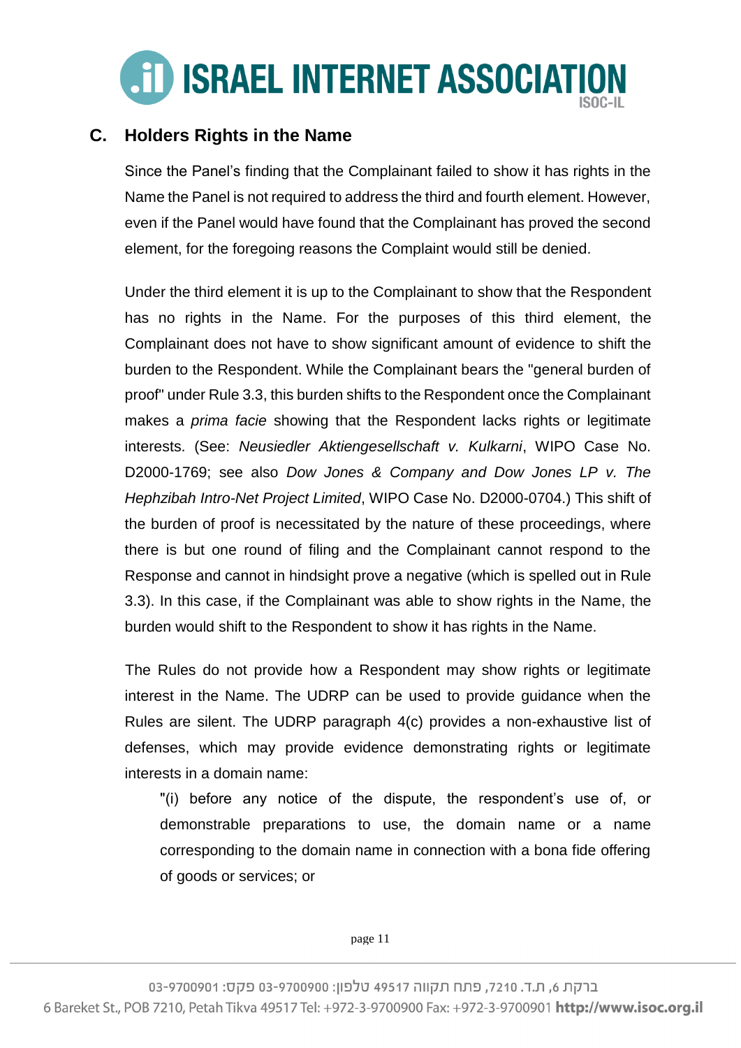## C. Holders Rights in the Name

Since the Panel's finding that the Complainant failed to show it has rights in the Name the Panel is not required to address the third and fourth element. However, even if the Panel would have found that the Complainant has proved the second element, for the foregoing reasons the Complaint would still be denied.

Under the third element it is up to the Complainant to show that the Respondent has no rights in the Name. For the purposes of this third element, the Complainant does not have to show significant amount of evidence to shift the burden to the Respondent. While the Complainant bears the "general burden of proof" under Rule 3.3, this burden shifts to the Respondent once the Complainant makes a *prima facie* showing that the Respondent lacks rights or legitimate interests. (See: *Neusiedler Aktiengesellschaft v. Kulkarni*, WIPO Case No. D2000-1769; see also *Dow Jones & Company and Dow Jones LP v. The Hephzibah Intro-Net Project Limited*, WIPO Case No. D2000-0704.) This shift of the burden of proof is necessitated by the nature of these proceedings, where there is but one round of filing and the Complainant cannot respond to the Response and cannot in hindsight prove a negative (which is spelled out in Rule 3.3). In this case, if the Complainant was able to show rights in the Name, the burden would shift to the Respondent to show it has rights in the Name.

The Rules do not provide how a Respondent may show rights or legitimate interest in the Name. The UDRP can be used to provide guidance when the Rules are silent. The UDRP paragraph 4(c) provides a non-exhaustive list of defenses, which may provide evidence demonstrating rights or legitimate interests in a domain name:

> "(i) before any notice of the dispute, the respondent's use of, or demonstrable preparations to use, the domain name or a name corresponding to the domain name in connection with a bona fide offering of goods or services; or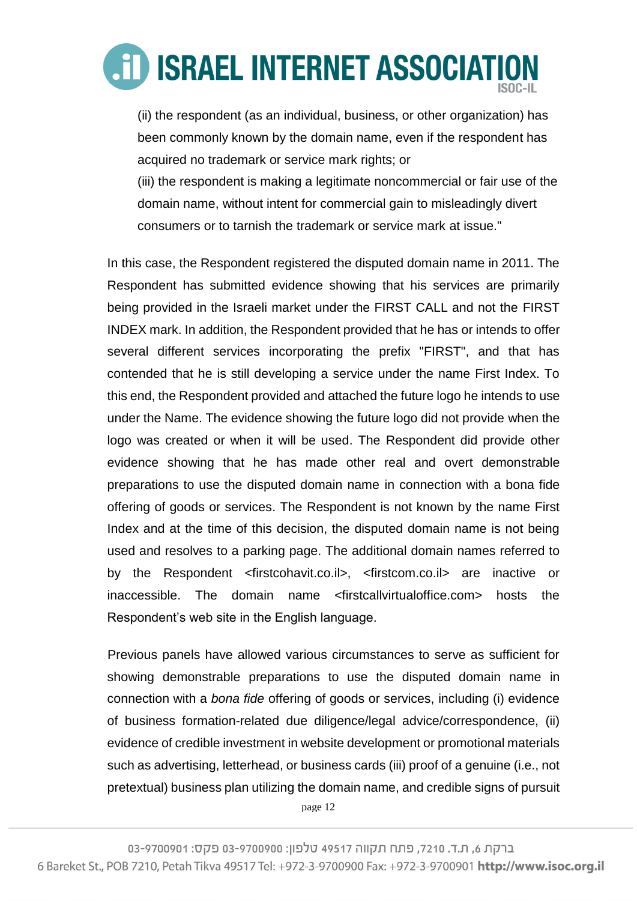(ii) the respondent (as an individual, business, or other organization) has been commonly known by the domain name, even if the respondent has acquired no trademark or service mark rights; or

(iii) the respondent is making a legitimate noncommercial or fair use of the domain name, without intent for commercial gain to misleadingly divert consumers or to tarnish the trademark or service mark at issue."

In this case, the Respondent registered the disputed domain name in 2011. The Respondent has submitted evidence showing that his services are primarily being provided in the Israeli market under the FIRST CALL and not the FIRST INDEX mark. In addition, the Respondent provided that he has or intends to offer several different services incorporating the prefix "FIRST", and that has contended that he is still developing a service under the name First Index. To this end, the Respondent provided and attached the future logo he intends to use under the Name. The evidence showing the future logo did not provide when the logo was created or when it will be used. The Respondent did provide other evidence showing that he has made other real and overt demonstrable preparations to use the disputed domain name in connection with a bona fide offering of goods or services. The Respondent is not known by the name First Index and at the time of this decision, the disputed domain name is not being used and resolves to a parking page. The additional domain names referred to by the Respondent <firstcohavit.co.il>, <firstcom.co.il> are inactive or inaccessible. The domain name <firstcallvirtualoffice.com> hosts the Respondent's web site in the English language.

Previous panels have allowed various circumstances to serve as sufficient for showing demonstrable preparations to use the disputed domain name in connection with a *bona fide* offering of goods or services, including (i) evidence of business formation-related due diligence/legal advice/correspondence, (ii) evidence of credible investment in website development or promotional materials such as advertising, letterhead, or business cards (iii) proof of a genuine (i.e., not pretextual) business plan utilizing the domain name, and credible signs of pursuit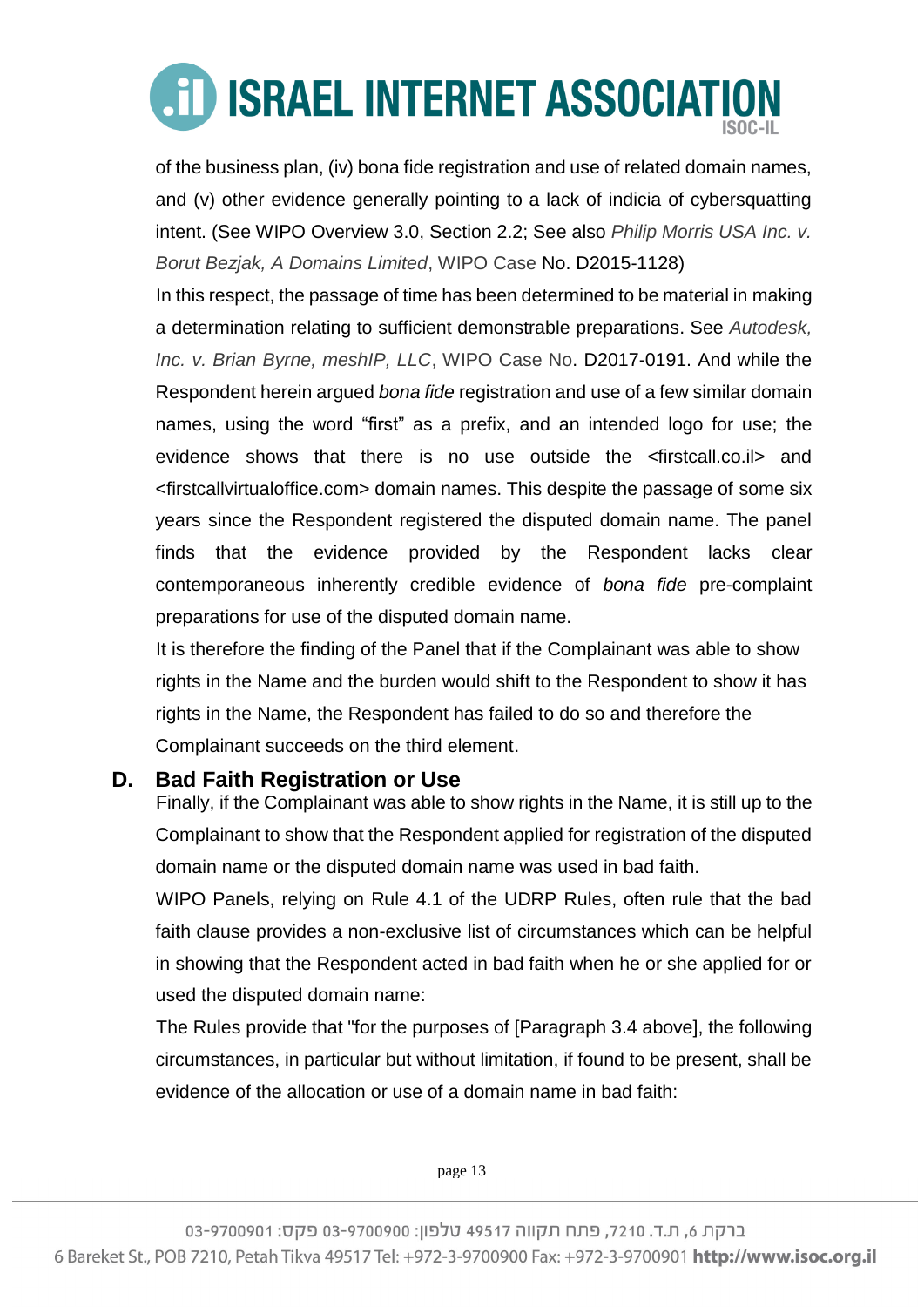of the business plan, (iv) bona fide registration and use of related domain names, and (v) other evidence generally pointing to a lack of indicia of cybersquatting intent. (See WIPO Overview 3.0, Section 2.2; See also *Philip Morris USA Inc. v. Borut Bezjak, A Domains Limited*, WIPO Case No. D2015-1128)

In this respect, the passage of time has been determined to be material in making a determination relating to sufficient demonstrable preparations. See *Autodesk, Inc. v. Brian Byrne, meshIP, LLC*, WIPO Case No. D2017-0191. And while the Respondent herein argued *bona fide* registration and use of a few similar domain names, using the word "first" as a prefix, and an intended logo for use; the evidence shows that there is no use outside the <firstcall.co.il> and <firstcallvirtualoffice.com> domain names. This despite the passage of some six years since the Respondent registered the disputed domain name. The panel finds that the evidence provided by the Respondent lacks clear contemporaneous inherently credible evidence of *bona fide* pre-complaint preparations for use of the disputed domain name.

It is therefore the finding of the Panel that if the Complainant was able to show rights in the Name and the burden would shift to the Respondent to show it has rights in the Name, the Respondent has failed to do so and therefore the Complainant succeeds on the third element.

## D. Bad Faith Registration or Use

Finally, if the Complainant was able to show rights in the Name, it is still up to the Complainant to show that the Respondent applied for registration of the disputed domain name or the disputed domain name was used in bad faith.

WIPO Panels, relying on Rule 4.1 of the UDRP Rules, often rule that the bad faith clause provides a non-exclusive list of circumstances which can be helpful in showing that the Respondent acted in bad faith when he or she applied for or used the disputed domain name:

The Rules provide that "for the purposes of [Paragraph 3.4 above], the following circumstances, in particular but without limitation, if found to be present, shall be evidence of the allocation or use of a domain name in bad faith: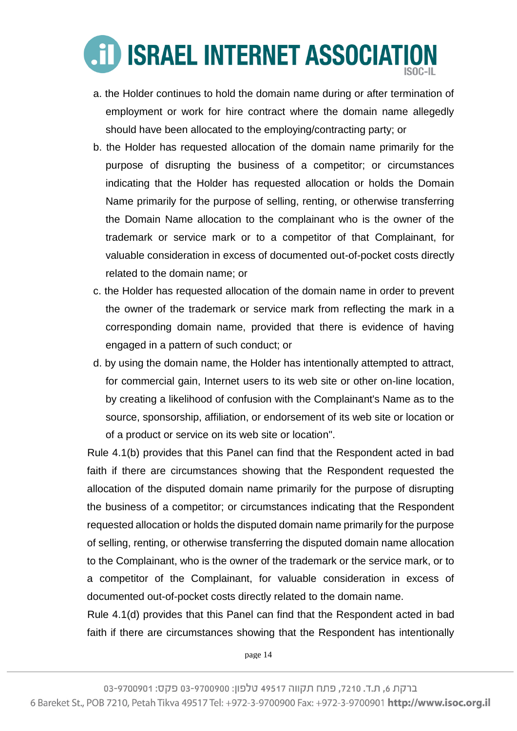a. the Holder continues to hold the domain name during or after termination of employment or work for hire contract where the domain name allegedly should have been allocated to the employing/contracting party; or

b. the Holder has requested allocation of the domain name primarily for the purpose of disrupting the business of a competitor; or circumstances indicating that the Holder has requested allocation or holds the Domain Name primarily for the purpose of selling, renting, or otherwise transferring the Domain Name allocation to the complainant who is the owner of the trademark or service mark or to a competitor of that Complainant, for valuable consideration in excess of documented out-of-pocket costs directly related to the domain name; or

c. the Holder has requested allocation of the domain name in order to prevent the owner of the trademark or service mark from reflecting the mark in a corresponding domain name, provided that there is evidence of having engaged in a pattern of such conduct; or

d. by using the domain name, the Holder has intentionally attempted to attract, for commercial gain, Internet users to its web site or other on-line location, by creating a likelihood of confusion with the Complainant's Name as to the source, sponsorship, affiliation, or endorsement of its web site or location or of a product or service on its web site or location".

Rule 4.1(b) provides that this Panel can find that the Respondent acted in bad faith if there are circumstances showing that the Respondent requested the allocation of the disputed domain name primarily for the purpose of disrupting the business of a competitor; or circumstances indicating that the Respondent requested allocation or holds the disputed domain name primarily for the purpose of selling, renting, or otherwise transferring the disputed domain name allocation to the Complainant, who is the owner of the trademark or the service mark, or to a competitor of the Complainant, for valuable consideration in excess of documented out-of-pocket costs directly related to the domain name.

Rule 4.1(d) provides that this Panel can find that the Respondent acted in bad faith if there are circumstances showing that the Respondent has intentionally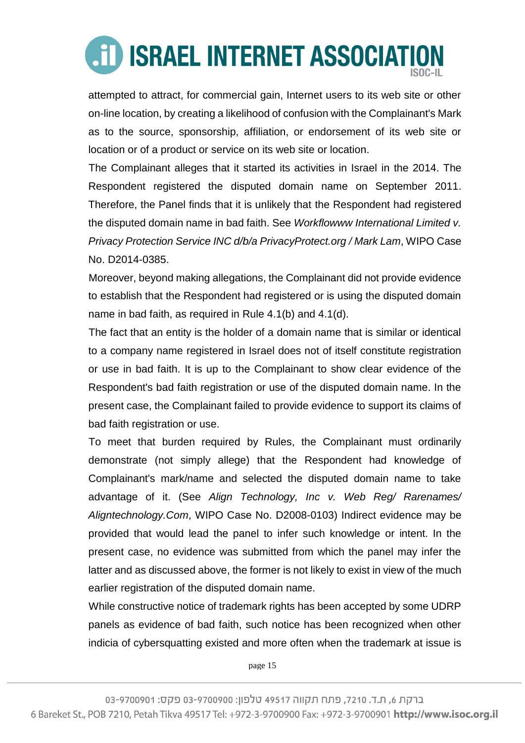attempted to attract, for commercial gain, Internet users to its web site or other on-line location, by creating a likelihood of confusion with the Complainant's Mark as to the source, sponsorship, affiliation, or endorsement of its web site or location or of a product or service on its web site or location.

The Complainant alleges that it started its activities in Israel in the 2014. The Respondent registered the disputed domain name on September 2011. Therefore, the Panel finds that it is unlikely that the Respondent had registered the disputed domain name in bad faith. See *Workflowww International Limited v. Privacy Protection Service INC d/b/a PrivacyProtect.org / Mark Lam*, WIPO Case No. D2014-0385.

Moreover, beyond making allegations, the Complainant did not provide evidence to establish that the Respondent had registered or is using the disputed domain name in bad faith, as required in Rule 4.1(b) and 4.1(d).

The fact that an entity is the holder of a domain name that is similar or identical to a company name registered in Israel does not of itself constitute registration or use in bad faith. It is up to the Complainant to show clear evidence of the Respondent's bad faith registration or use of the disputed domain name. In the present case, the Complainant failed to provide evidence to support its claims of bad faith registration or use.

To meet that burden required by Rules, the Complainant must ordinarily demonstrate (not simply allege) that the Respondent had knowledge of Complainant's mark/name and selected the disputed domain name to take advantage of it. (See *Align Technology, Inc v. Web Reg/ Rarenames/ Aligntechnology.Com*, WIPO Case No. D2008-0103) Indirect evidence may be provided that would lead the panel to infer such knowledge or intent. In the present case, no evidence was submitted from which the panel may infer the latter and as discussed above, the former is not likely to exist in view of the much earlier registration of the disputed domain name.

While constructive notice of trademark rights has been accepted by some UDRP panels as evidence of bad faith, such notice has been recognized when other indicia of cybersquatting existed and more often when the trademark at issue is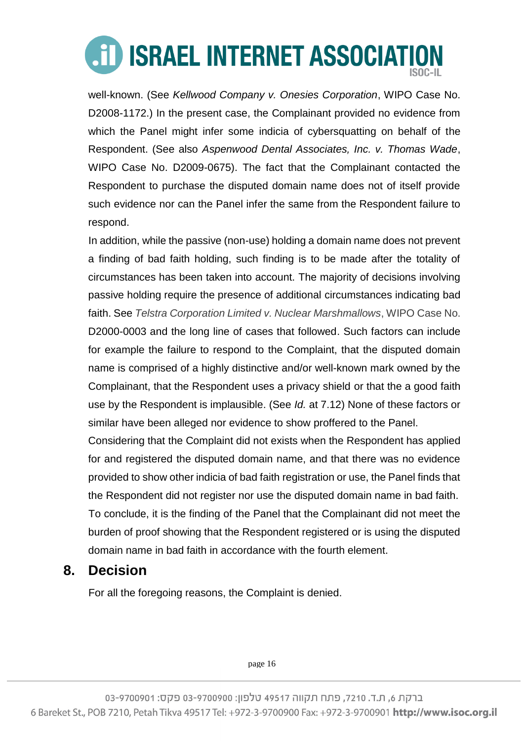well-known. (See *Kellwood Company v. Onesies Corporation*, WIPO Case No. D2008-1172.) In the present case, the Complainant provided no evidence from which the Panel might infer some indicia of cybersquatting on behalf of the Respondent. (See also *Aspenwood Dental Associates, Inc. v. Thomas Wade*, WIPO Case No. D2009-0675). The fact that the Complainant contacted the Respondent to purchase the disputed domain name does not of itself provide such evidence nor can the Panel infer the same from the Respondent failure to respond.

In addition, while the passive (non-use) holding a domain name does not prevent a finding of bad faith holding, such finding is to be made after the totality of circumstances has been taken into account. The majority of decisions involving passive holding require the presence of additional circumstances indicating bad faith. See *Telstra Corporation Limited v. Nuclear Marshmallows*, WIPO Case No. D2000-0003 and the long line of cases that followed. Such factors can include for example the failure to respond to the Complaint, that the disputed domain name is comprised of a highly distinctive and/or well-known mark owned by the Complainant, that the Respondent uses a privacy shield or that the a good faith use by the Respondent is implausible. (See *Id.* at 7.12) None of these factors or similar have been alleged nor evidence to show proffered to the Panel.

Considering that the Complaint did not exists when the Respondent has applied for and registered the disputed domain name, and that there was no evidence provided to show other indicia of bad faith registration or use, the Panel finds that the Respondent did not register nor use the disputed domain name in bad faith.

To conclude, it is the finding of the Panel that the Complainant did not meet the burden of proof showing that the Respondent registered or is using the disputed domain name in bad faith in accordance with the fourth element.

## 8. Decision

For all the foregoing reasons, the Complaint is denied.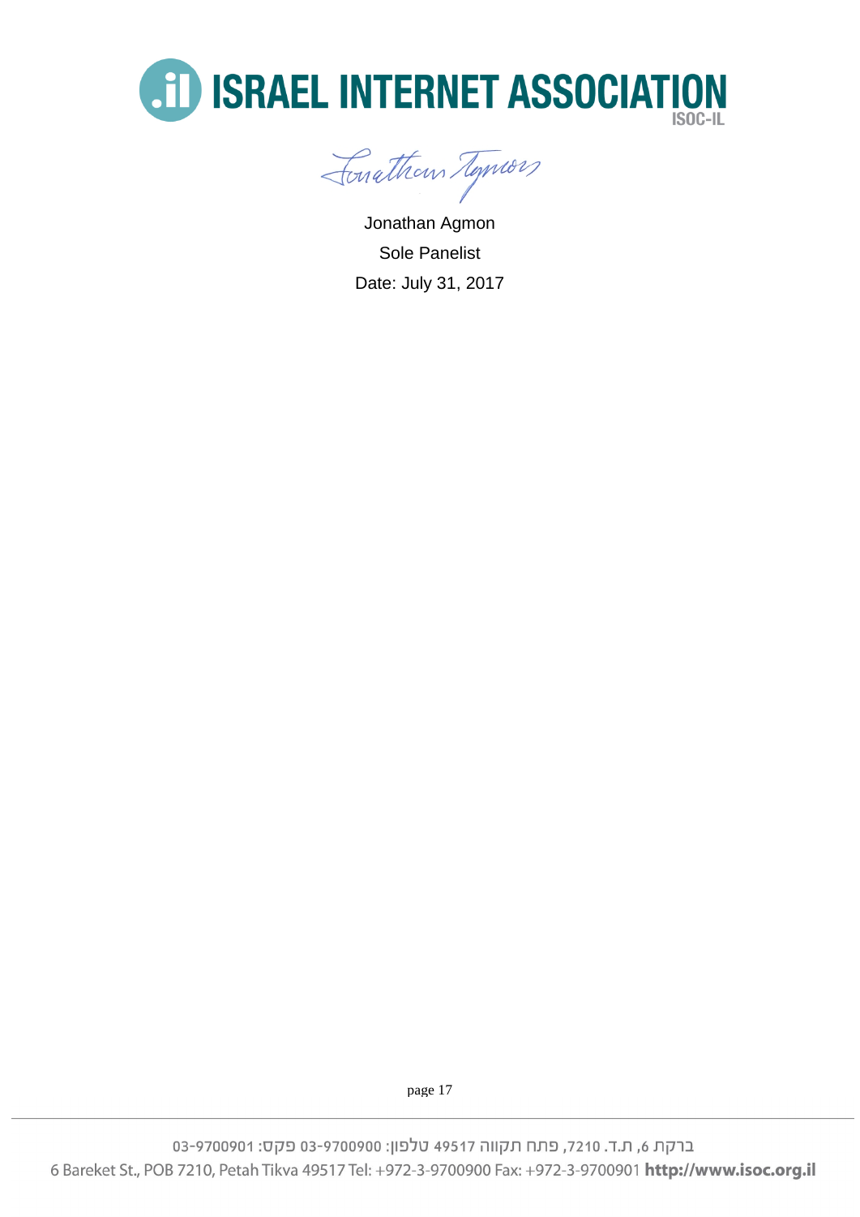Jonathan Agmon

Sole Panelist

Date: July 31, 2017